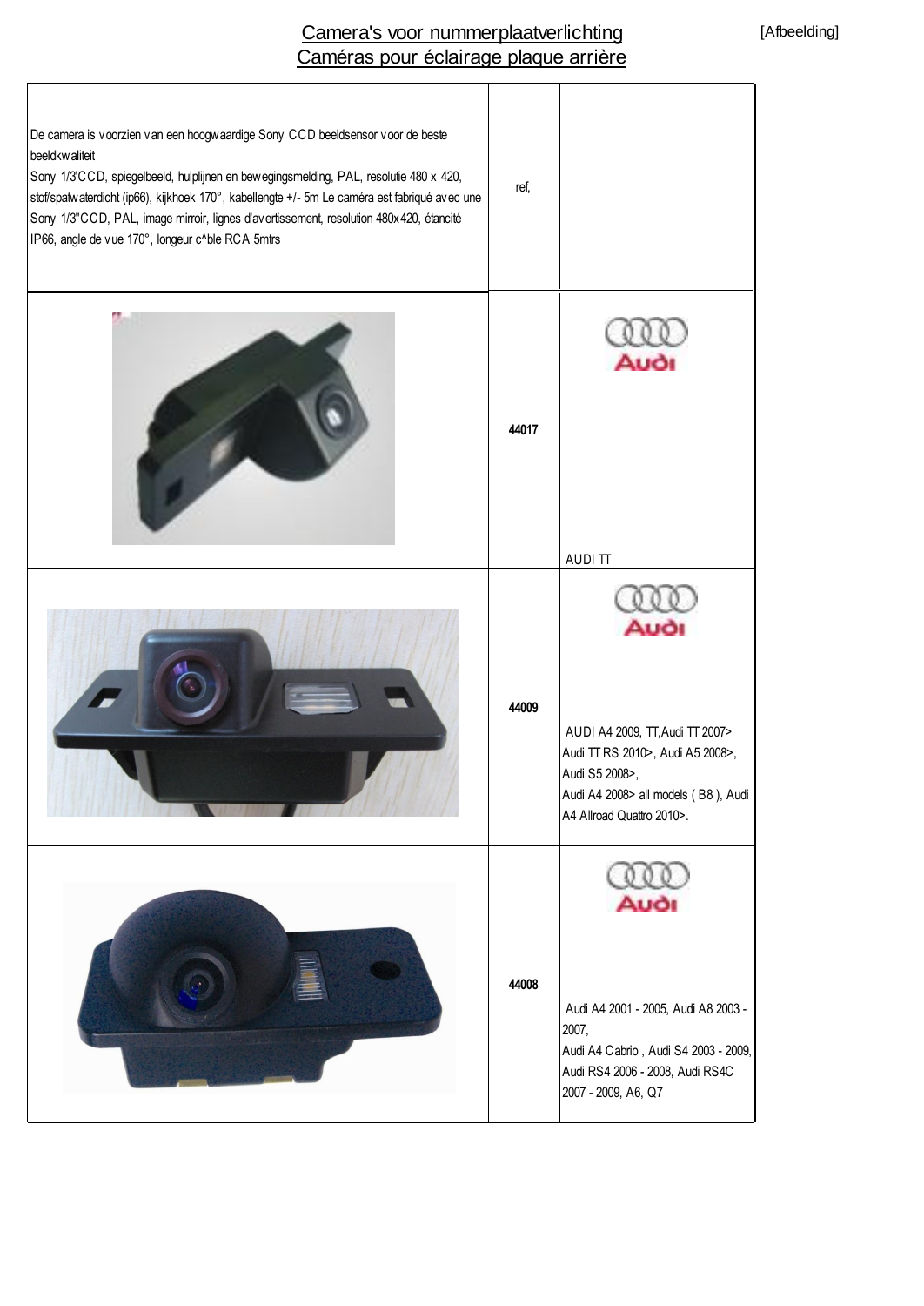# Camera's voor nummerplaatverlichting
# Caméras pour éclairage plaque arrière

[Afbeelding]

| De camera is voorzien van een hoogwaardige Sony CCD beeldsensor voor de beste beeldkwaliteit Sony 1/3'CCD, spiegelbeeld, hulplijnen en bewegingsmelding, PAL, resolutie 480 x 420, stof/spatwaterdicht (ip66), kijkhoek 170°, kabellengte +/- 5m Le caméra est fabriqué avec une Sony 1/3"CCD, PAL, image mirroir, lignes d'avertissement, resolution 480x420, étancité IP66, angle de vue 170°, longeur c^ble RCA 5mtrs | ref, | |
|---|---|---|
| | **44017** | Audi<br>AUDI TT |
| | **44009** | Audi<br>AUDI A4 2009, TT,Audi TT 2007> Audi TT RS 2010>, Audi A5 2008>, Audi S5 2008>, Audi A4 2008> all models ( B8 ), Audi A4 Allroad Quattro 2010>. |
| | **44008** | Audi<br>Audi A4 2001 - 2005, Audi A8 2003 - 2007, Audi A4 Cabrio , Audi S4 2003 - 2009, Audi RS4 2006 - 2008, Audi RS4C 2007 - 2009, A6, Q7 |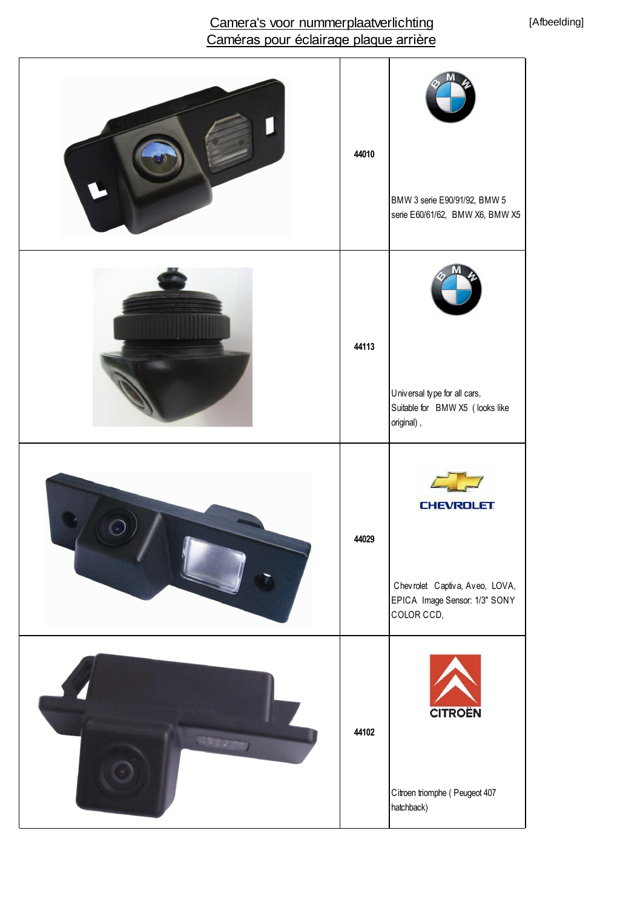[Afbeelding]

# Camera's voor nummerplaatverlichting
# Caméras pour éclairage plaque arrière

| | | |
|---|---|---|
| | **44010** | BMW 3 serie E90/91/92, BMW 5 serie E60/61/62, BMW X6, BMW X5 |
| | **44113** | Universal type for all cars, Suitable for BMW X5 ( looks like original) , |
| | **44029** | CHEVROLET Chevrolet Captiva, Aveo, LOVA, EPICA Image Sensor: 1/3" SONY COLOR CCD, |
| | **44102** | CITROËN Citroen triomphe ( Peugeot 407 hatchback) |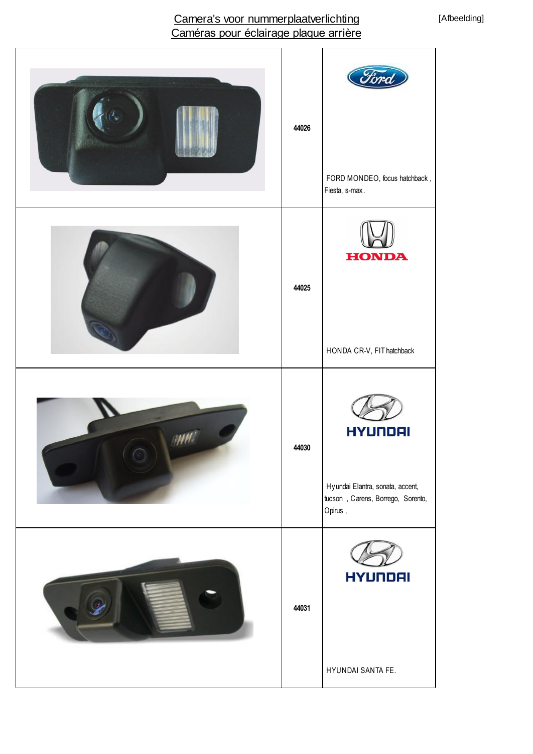# Camera's voor nummerplaatverlichting
# Caméras pour éclairage plaque arrière

[Afbeelding]

| | | |
|---|---|---|
| | **44026** | FORD MONDEO, focus hatchback , Fiesta, s-max. |
| | **44025** | HONDA CR-V, FIT hatchback |
| | **44030** | Hyundai Elantra, sonata, accent, tucson , Carens, Borrego, Sorento, Opirus , |
| | **44031** | HYUNDAI SANTA FE. |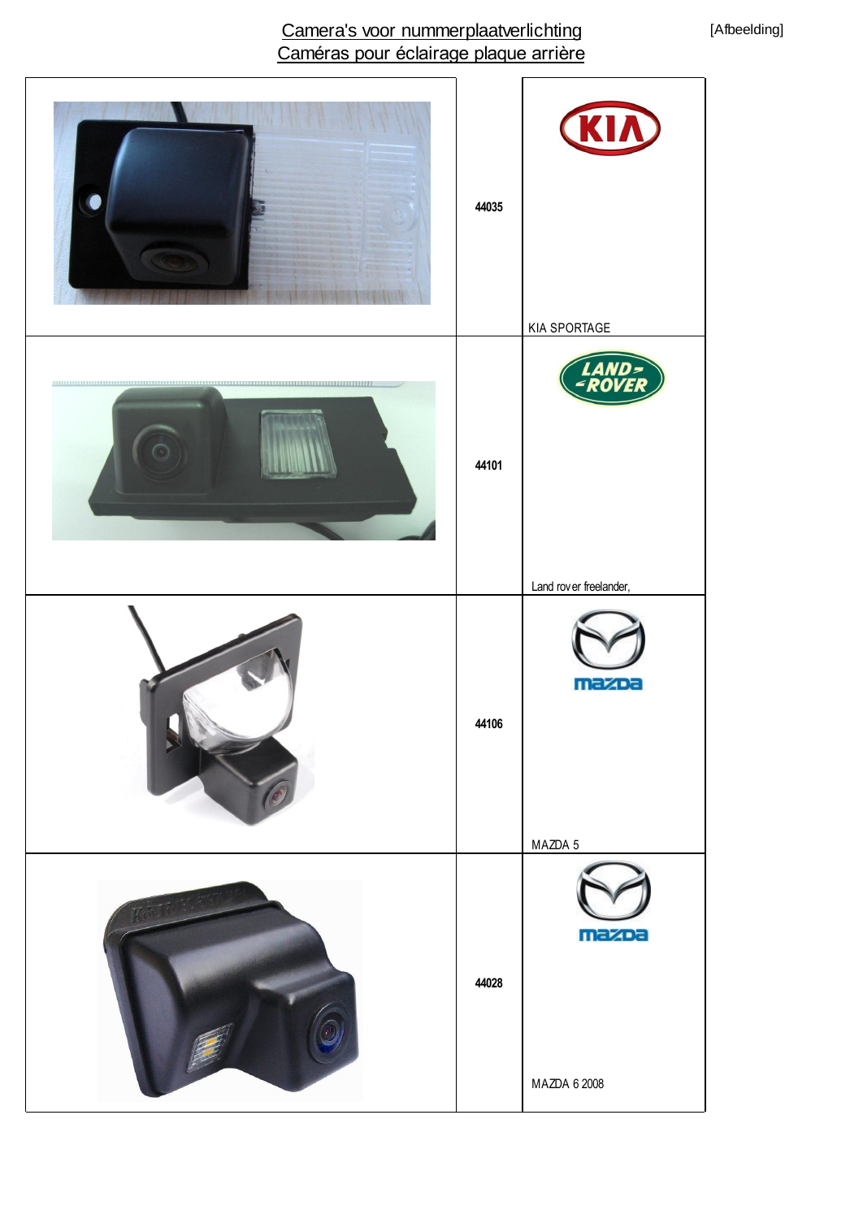# Camera's voor nummerplaatverlichting
# Caméras pour éclairage plaque arrière

[Afbeelding]

| | | |
|---|---|---|
| | 44035 | KIA SPORTAGE |
| | 44101 | Land rover freelander, |
| | 44106 | MAZDA 5 |
| | 44028 | MAZDA 6 2008 |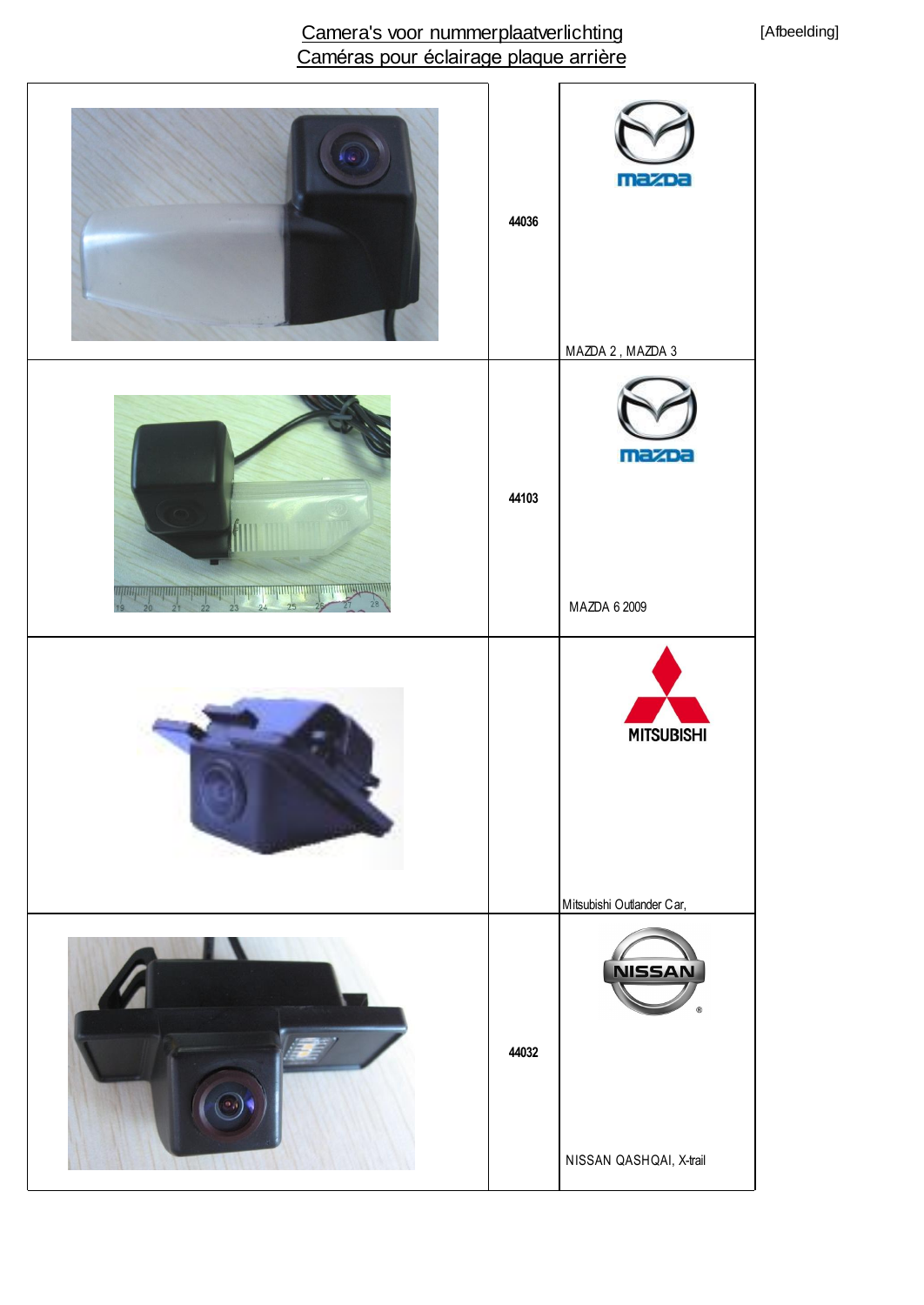# Camera's voor nummerplaatverlichting
# Caméras pour éclairage plaque arrière

[Afbeelding]

| | | |
|---|---|---|
| | 44036 | MAZDA 2 , MAZDA 3 |
| | 44103 | MAZDA 6 2009 |
| | | Mitsubishi Outlander Car, |
| | 44032 | NISSAN QASHQAI, X-trail |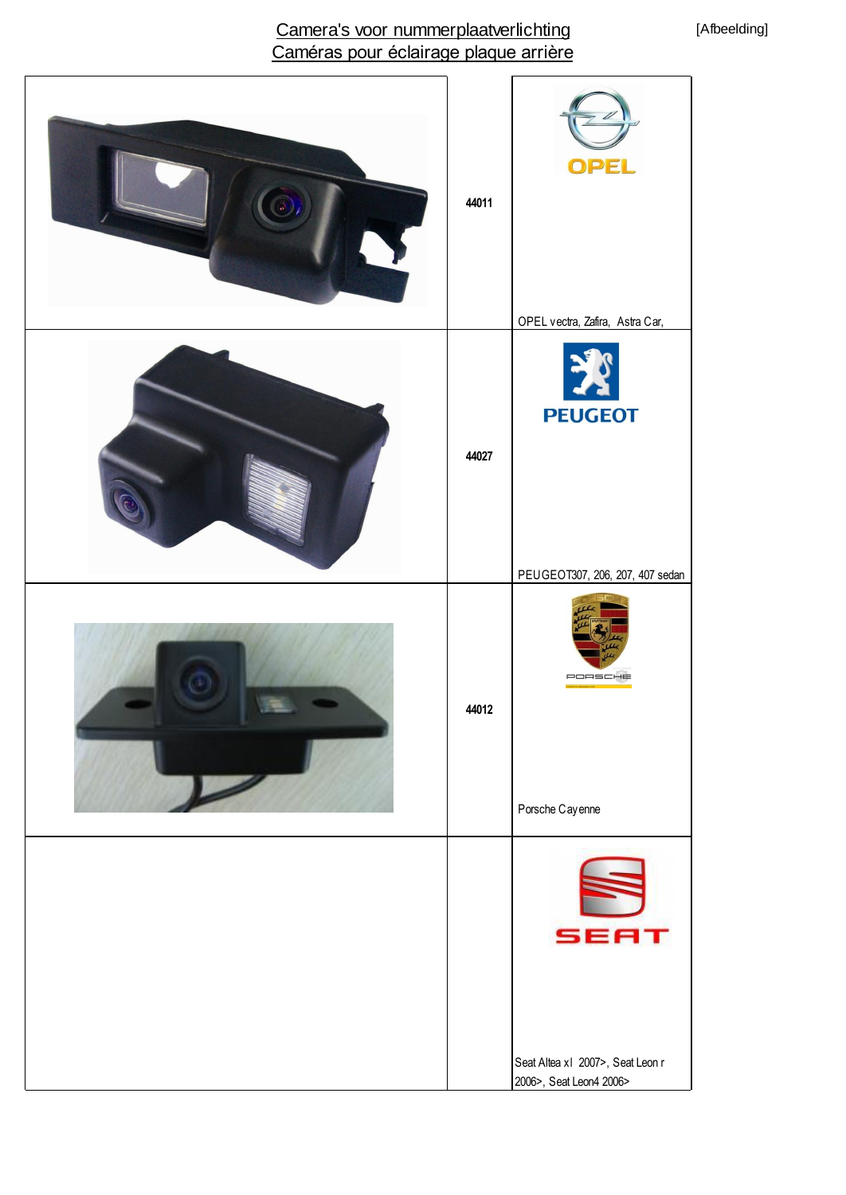Camera's voor nummerplaatverlichting
Caméras pour éclairage plaque arrière

[Afbeelding]

| | | |
|---|---|---|
| | 44011 | OPEL vectra, Zafira, Astra Car, |
| | 44027 | PEUGEOT307, 206, 207, 407 sedan |
| | 44012 | Porsche Cayenne |
| | | Seat Altea xl 2007>, Seat Leon r 2006>, Seat Leon4 2006> |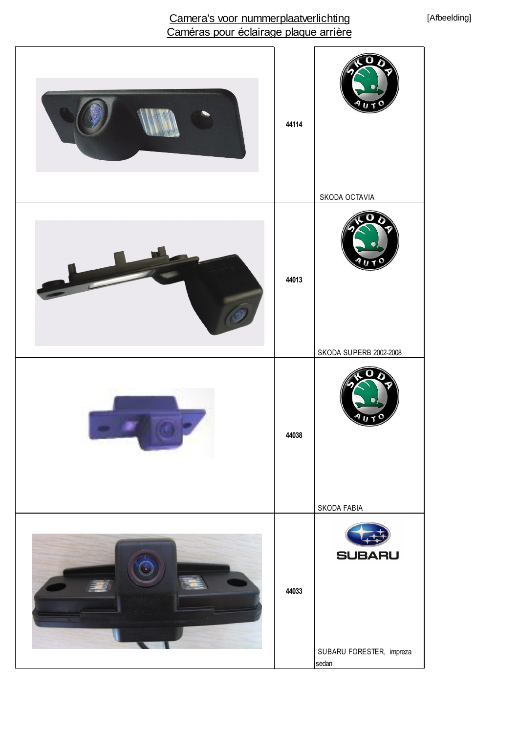Camera's voor nummerplaatverlichting
Caméras pour éclairage plaque arrière

[Afbeelding]

| | | |
|---|---|---|
| | 44114 | SKODA OCTAVIA |
| | 44013 | SKODA SUPERB 2002-2008 |
| | 44038 | SKODA FABIA |
| | 44033 | SUBARU FORESTER, impreza sedan |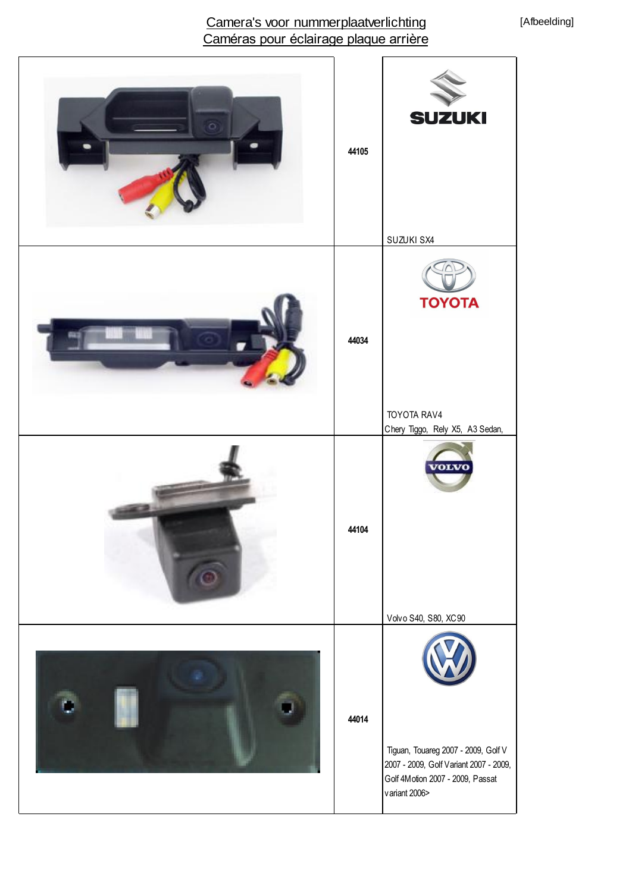# Camera's voor nummerplaatverlichting
# Caméras pour éclairage plaque arrière

[Afbeelding]

| | | |
|---|---|---|
| | **44105** | SUZUKI<br>SUZUKI SX4 |
| | **44034** | TOYOTA<br>TOYOTA RAV4<br>Chery Tiggo, Rely X5, A3 Sedan, |
| | **44104** | VOLVO<br>Volvo S40, S80, XC90 |
| | **44014** | Tiguan, Touareg 2007 - 2009, Golf V 2007 - 2009, Golf Variant 2007 - 2009, Golf 4Motion 2007 - 2009, Passat variant 2006> |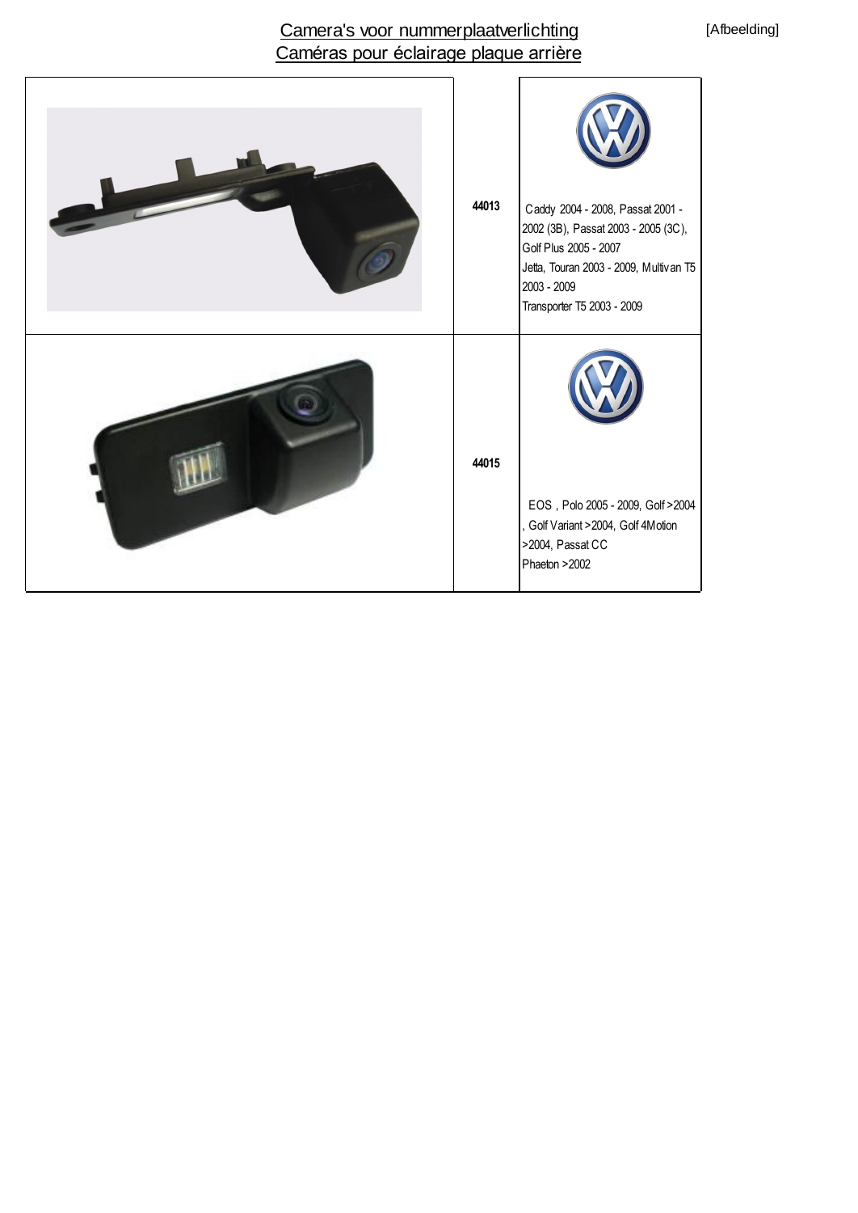# Camera's voor nummerplaatverlichting
# Caméras pour éclairage plaque arrière

[Afbeelding]

| | | |
|---|---|---|
| | 44013 | Caddy 2004 - 2008, Passat 2001 - 2002 (3B), Passat 2003 - 2005 (3C), Golf Plus 2005 - 2007<br>Jetta, Touran 2003 - 2009, Multivan T5 2003 - 2009<br>Transporter T5 2003 - 2009 |
| | 44015 | EOS , Polo 2005 - 2009, Golf >2004 , Golf Variant >2004, Golf 4Motion >2004, Passat CC<br>Phaeton >2002 |